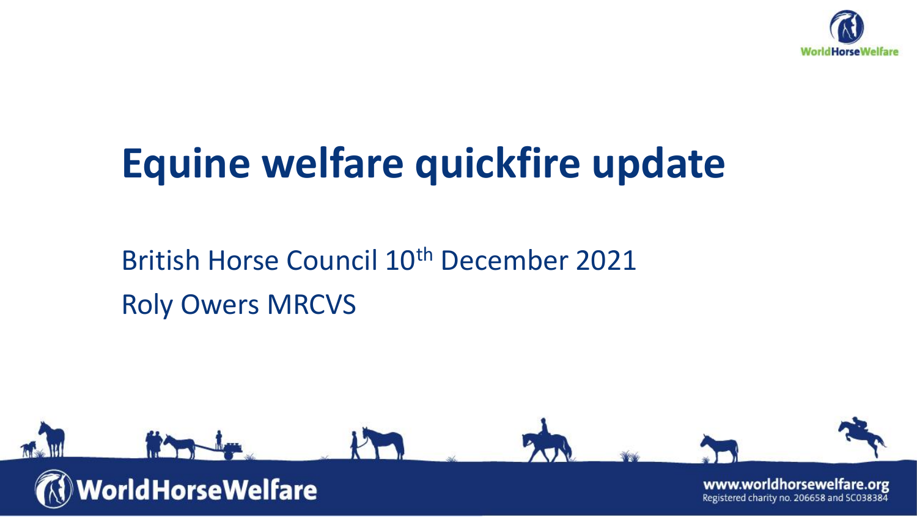# Equine welfare quickfire update

British Horse Council 10th December 2021

Roly Owers MRCVS

WorldHorseWelfare

www.worldhorsewelfare.org

Registered charity no. 206658 and SC038384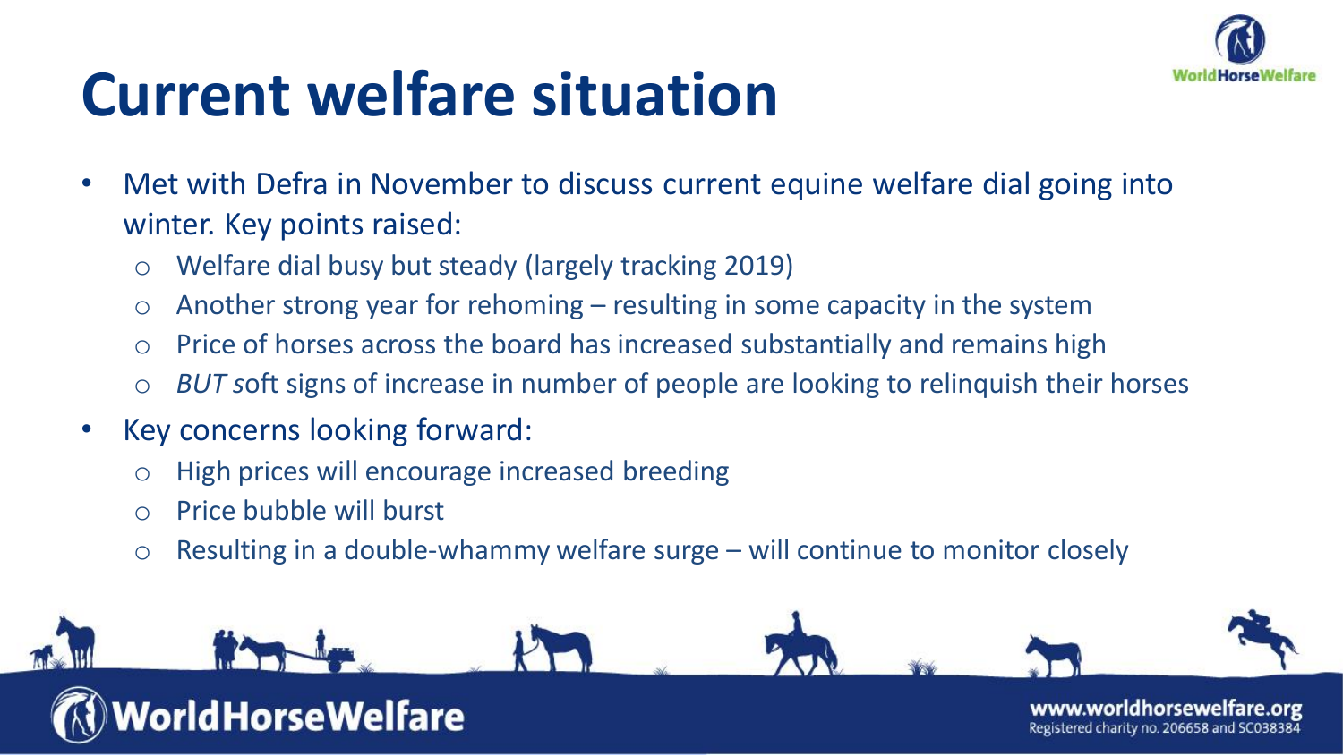# Current welfare situation

- Met with Defra in November to discuss current equine welfare dial going into winter. Key points raised:
  - Welfare dial busy but steady (largely tracking 2019)
  - Another strong year for rehoming – resulting in some capacity in the system
  - Price of horses across the board has increased substantially and remains high
  - *BUT s*oft signs of increase in number of people are looking to relinquish their horses
- Key concerns looking forward:
  - High prices will encourage increased breeding
  - Price bubble will burst
  - Resulting in a double-whammy welfare surge – will continue to monitor closely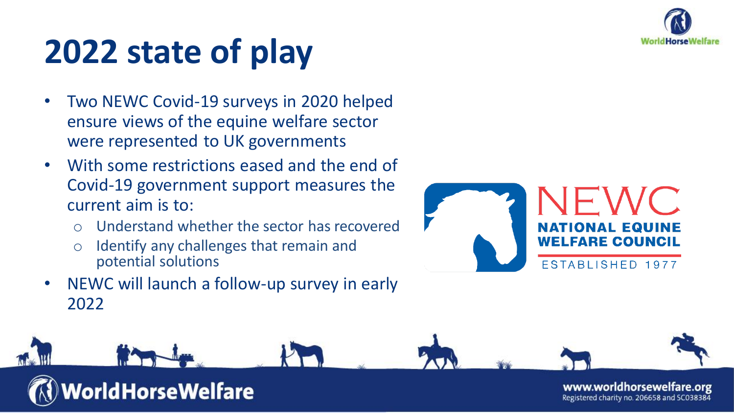# 2022 state of play

- Two NEWC Covid-19 surveys in 2020 helped ensure views of the equine welfare sector were represented to UK governments
- With some restrictions eased and the end of Covid-19 government support measures the current aim is to:
  - Understand whether the sector has recovered
  - Identify any challenges that remain and potential solutions
- NEWC will launch a follow-up survey in early 2022

NEWC
NATIONAL EQUINE WELFARE COUNCIL
ESTABLISHED 1977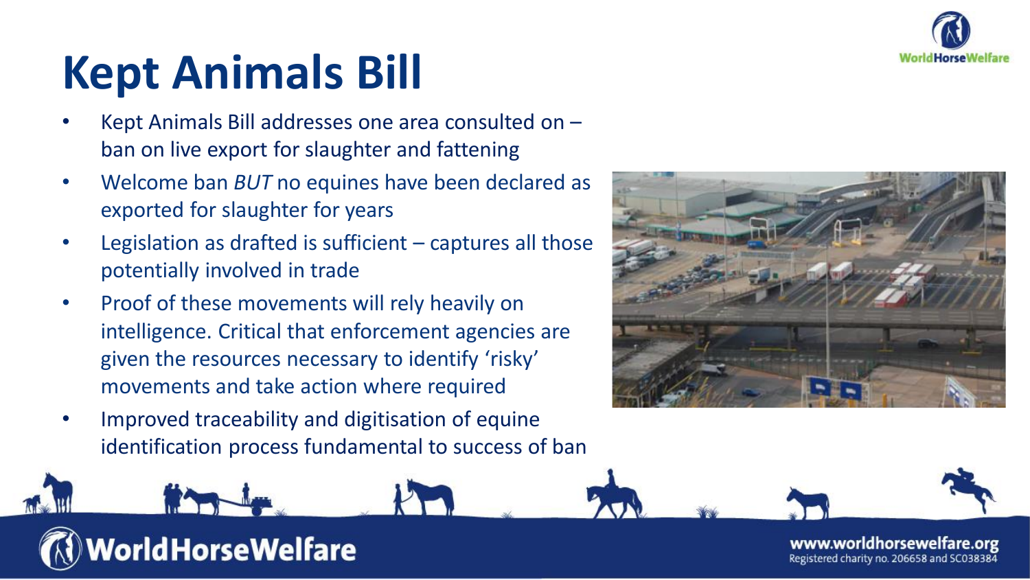# Kept Animals Bill

- Kept Animals Bill addresses one area consulted on – ban on live export for slaughter and fattening
- Welcome ban *BUT* no equines have been declared as exported for slaughter for years
- Legislation as drafted is sufficient – captures all those potentially involved in trade
- Proof of these movements will rely heavily on intelligence. Critical that enforcement agencies are given the resources necessary to identify 'risky' movements and take action where required
- Improved traceability and digitisation of equine identification process fundamental to success of ban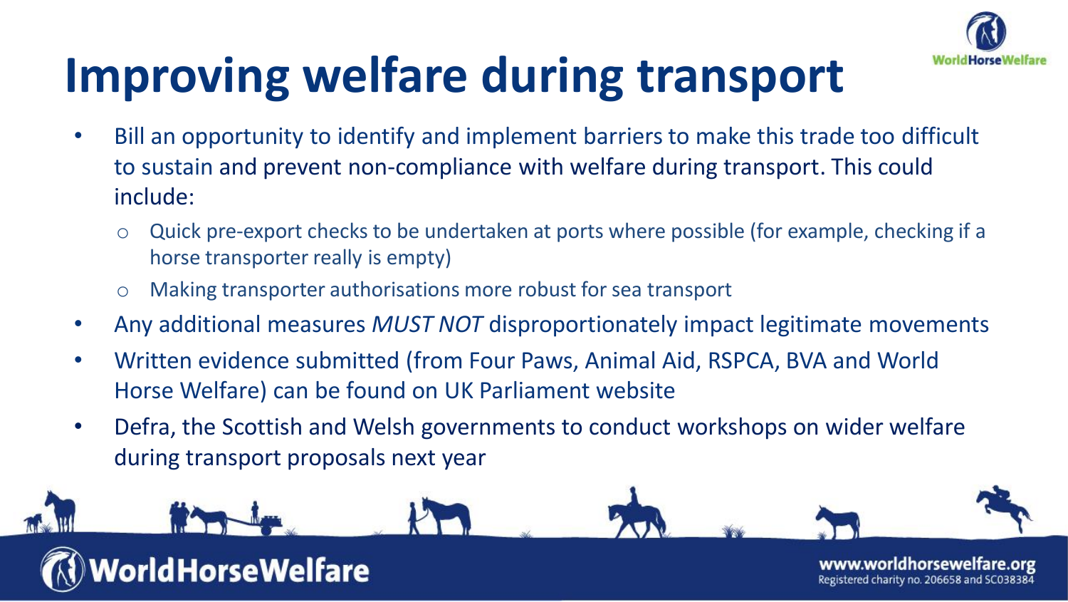# Improving welfare during transport

- Bill an opportunity to identify and implement barriers to make this trade too difficult to sustain and prevent non-compliance with welfare during transport. This could include:
  - Quick pre-export checks to be undertaken at ports where possible (for example, checking if a horse transporter really is empty)
  - Making transporter authorisations more robust for sea transport
- Any additional measures *MUST NOT* disproportionately impact legitimate movements
- Written evidence submitted (from Four Paws, Animal Aid, RSPCA, BVA and World Horse Welfare) can be found on UK Parliament website
- Defra, the Scottish and Welsh governments to conduct workshops on wider welfare during transport proposals next year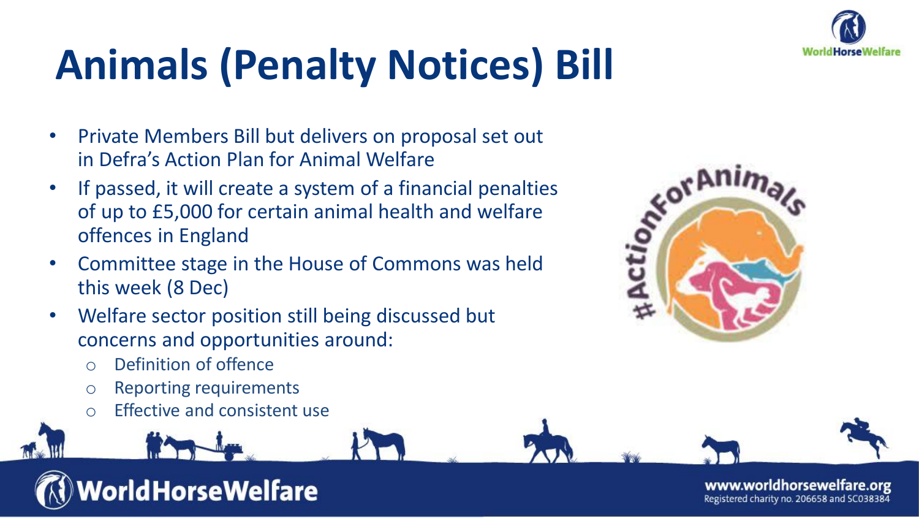# Animals (Penalty Notices) Bill

- Private Members Bill but delivers on proposal set out in Defra's Action Plan for Animal Welfare
- If passed, it will create a system of a financial penalties of up to £5,000 for certain animal health and welfare offences in England
- Committee stage in the House of Commons was held this week (8 Dec)
- Welfare sector position still being discussed but concerns and opportunities around:
  - Definition of offence
  - Reporting requirements
  - Effective and consistent use

#ActionforAnimals

WorldHorseWelfare

www.worldhorsewelfare.org
Registered charity no. 206658 and SC038384